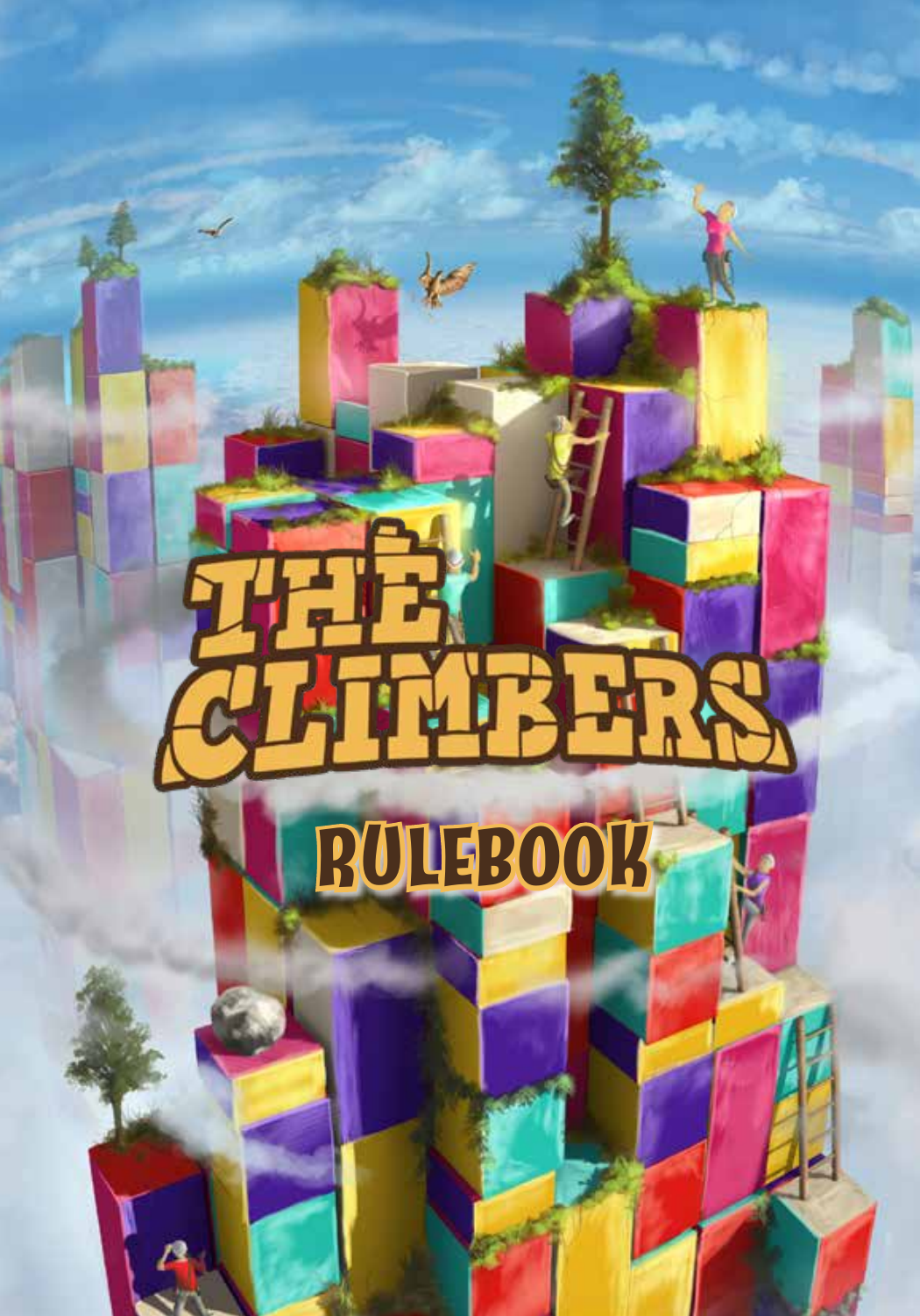# THE CLIMBERS

## RULEBOOK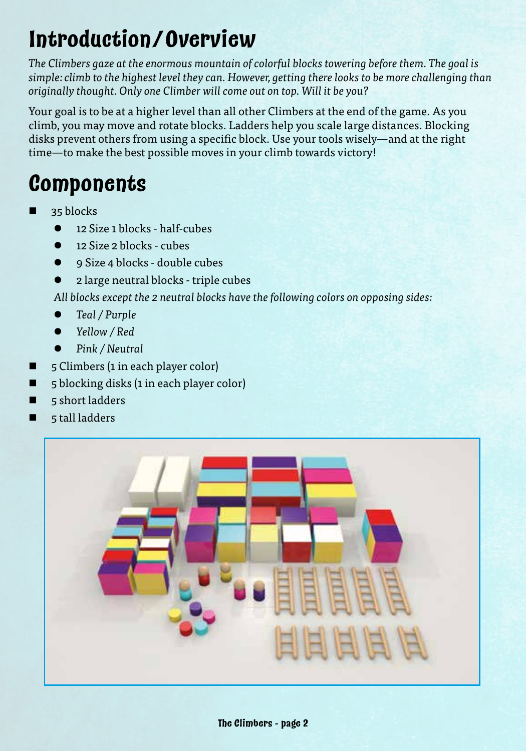# Introduction/Overview

*The Climbers gaze at the enormous mountain of colorful blocks towering before them. The goal is simple: climb to the highest level they can. However, getting there looks to be more challenging than originally thought. Only one Climber will come out on top. Will it be you?*

Your goal is to be at a higher level than all other Climbers at the end of the game. As you climb, you may move and rotate blocks. Ladders help you scale large distances. Blocking disks prevent others from using a specific block. Use your tools wisely—and at the right time—to make the best possible moves in your climb towards victory!

# Components

- 35 blocks
  - 12 Size 1 blocks - half-cubes
  - 12 Size 2 blocks - cubes
  - 9 Size 4 blocks - double cubes
  - 2 large neutral blocks - triple cubes

  *All blocks except the 2 neutral blocks have the following colors on opposing sides:*
  - *Teal / Purple*
  - *Yellow / Red*
  - *Pink / Neutral*
- 5 Climbers (1 in each player color)
- 5 blocking disks (1 in each player color)
- 5 short ladders
- 5 tall ladders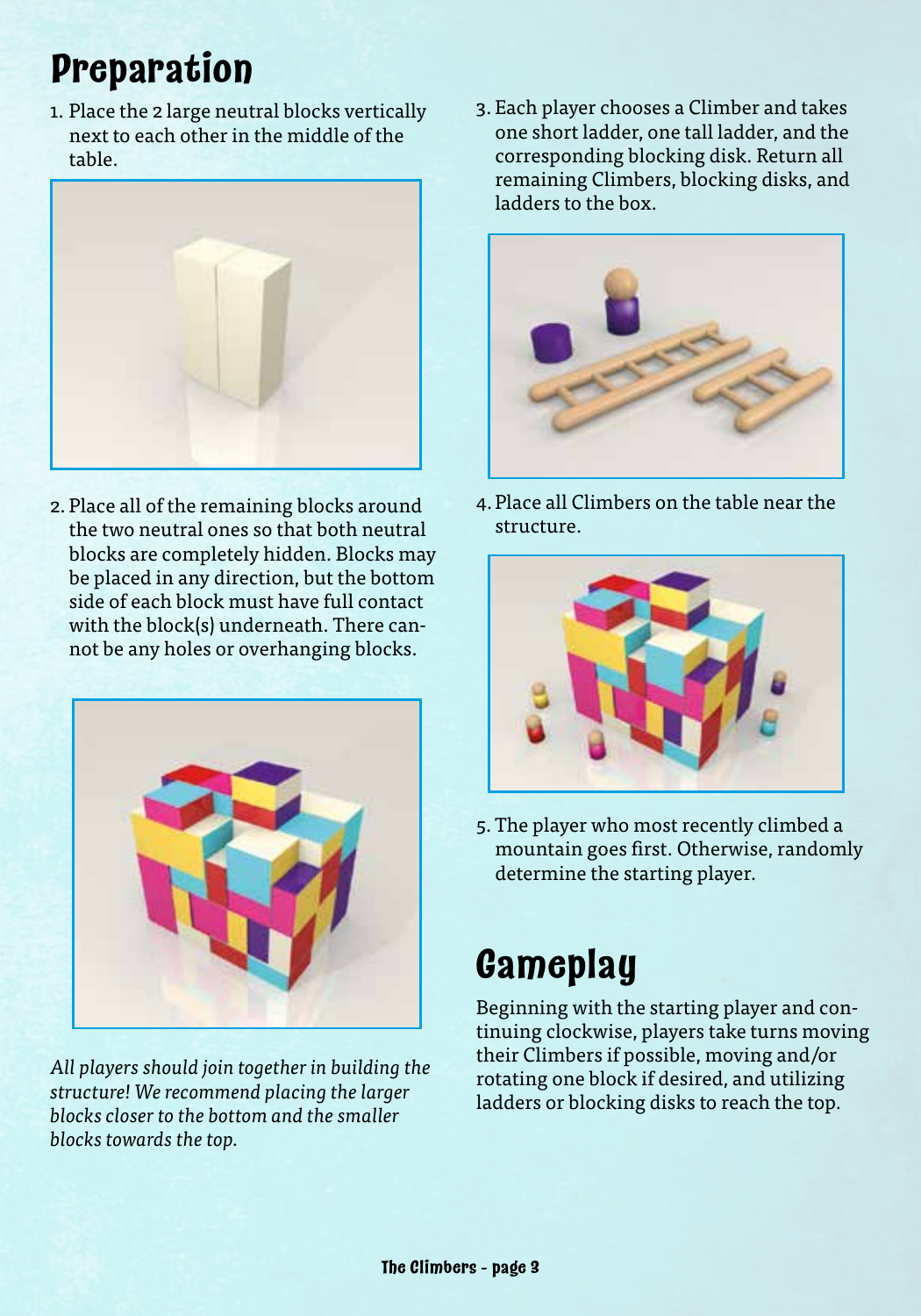# Preparation

1. Place the 2 large neutral blocks vertically next to each other in the middle of the table.

2. Place all of the remaining blocks around the two neutral ones so that both neutral blocks are completely hidden. Blocks may be placed in any direction, but the bottom side of each block must have full contact with the block(s) underneath. There cannot be any holes or overhanging blocks.

*All players should join together in building the structure! We recommend placing the larger blocks closer to the bottom and the smaller blocks towards the top.*

3. Each player chooses a Climber and takes one short ladder, one tall ladder, and the corresponding blocking disk. Return all remaining Climbers, blocking disks, and ladders to the box.

4. Place all Climbers on the table near the structure.

5. The player who most recently climbed a mountain goes first. Otherwise, randomly determine the starting player.

# Gameplay

Beginning with the starting player and continuing clockwise, players take turns moving their Climbers if possible, moving and/or rotating one block if desired, and utilizing ladders or blocking disks to reach the top.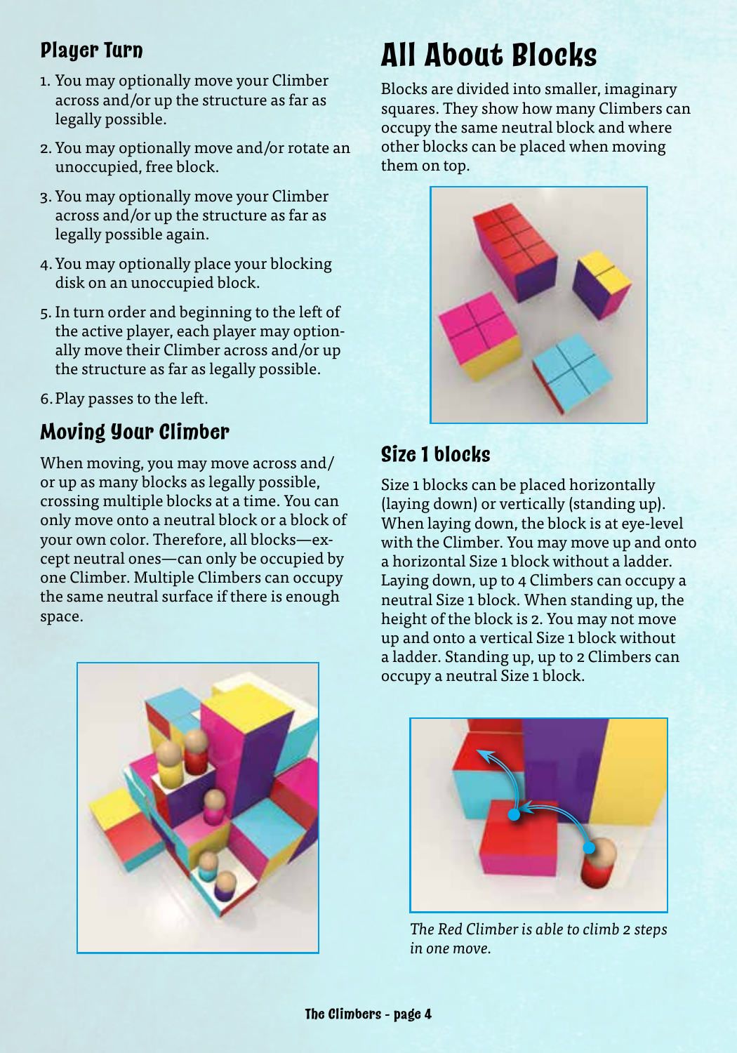## Player Turn

1. You may optionally move your Climber across and/or up the structure as far as legally possible.
2. You may optionally move and/or rotate an unoccupied, free block.
3. You may optionally move your Climber across and/or up the structure as far as legally possible again.
4. You may optionally place your blocking disk on an unoccupied block.
5. In turn order and beginning to the left of the active player, each player may optionally move their Climber across and/or up the structure as far as legally possible.
6. Play passes to the left.

## Moving Your Climber

When moving, you may move across and/or up as many blocks as legally possible, crossing multiple blocks at a time. You can only move onto a neutral block or a block of your own color. Therefore, all blocks—except neutral ones—can only be occupied by one Climber. Multiple Climbers can occupy the same neutral surface if there is enough space.

# All About Blocks

Blocks are divided into smaller, imaginary squares. They show how many Climbers can occupy the same neutral block and where other blocks can be placed when moving them on top.

## Size 1 blocks

Size 1 blocks can be placed horizontally (laying down) or vertically (standing up). When laying down, the block is at eye-level with the Climber. You may move up and onto a horizontal Size 1 block without a ladder. Laying down, up to 4 Climbers can occupy a neutral Size 1 block. When standing up, the height of the block is 2. You may not move up and onto a vertical Size 1 block without a ladder. Standing up, up to 2 Climbers can occupy a neutral Size 1 block.

*The Red Climber is able to climb 2 steps in one move.*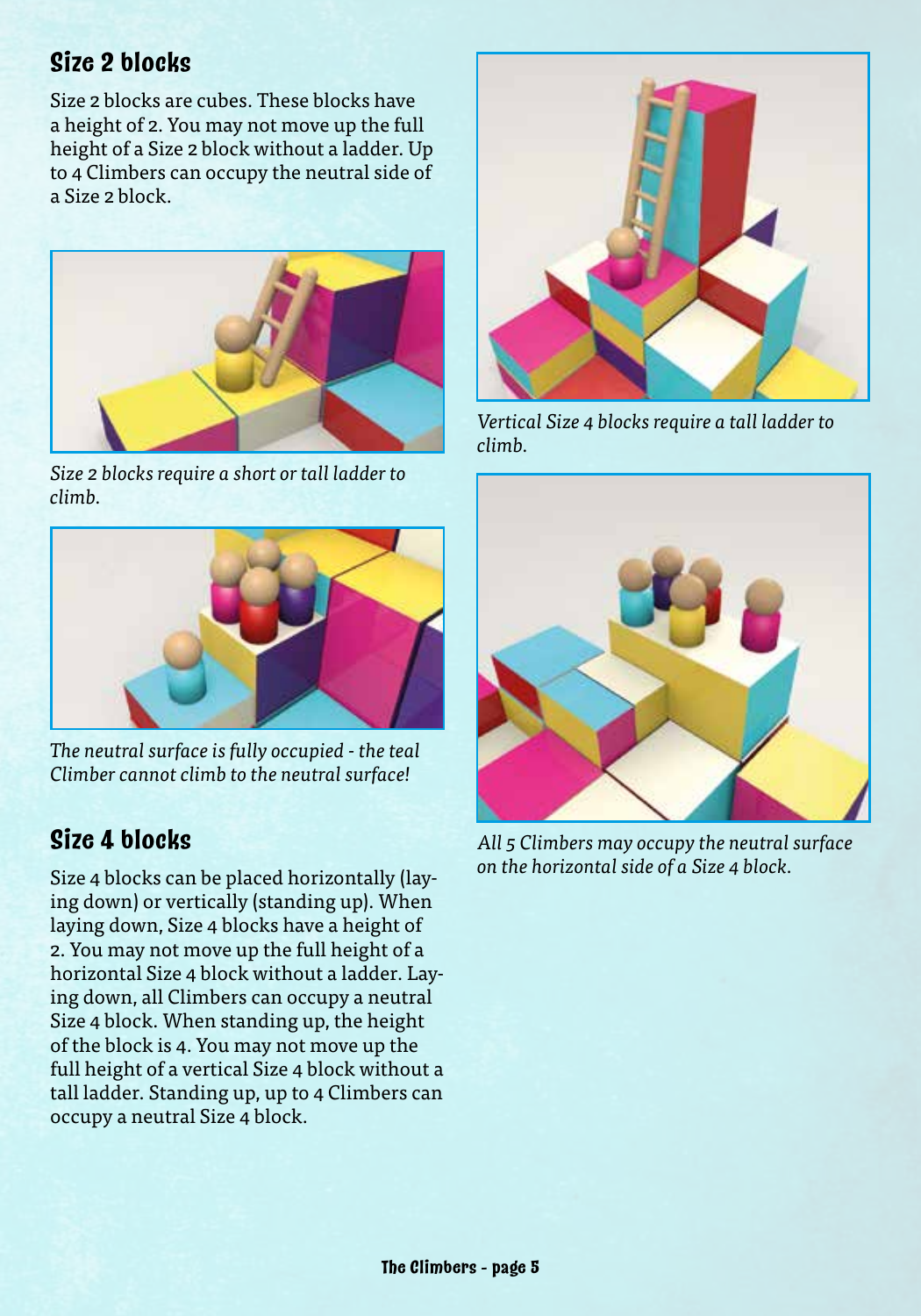## Size 2 blocks

Size 2 blocks are cubes. These blocks have a height of 2. You may not move up the full height of a Size 2 block without a ladder. Up to 4 Climbers can occupy the neutral side of a Size 2 block.

*Size 2 blocks require a short or tall ladder to climb.*

*The neutral surface is fully occupied - the teal Climber cannot climb to the neutral surface!*

## Size 4 blocks

Size 4 blocks can be placed horizontally (laying down) or vertically (standing up). When laying down, Size 4 blocks have a height of 2. You may not move up the full height of a horizontal Size 4 block without a ladder. Laying down, all Climbers can occupy a neutral Size 4 block. When standing up, the height of the block is 4. You may not move up the full height of a vertical Size 4 block without a tall ladder. Standing up, up to 4 Climbers can occupy a neutral Size 4 block.

*Vertical Size 4 blocks require a tall ladder to climb.*

*All 5 Climbers may occupy the neutral surface on the horizontal side of a Size 4 block.*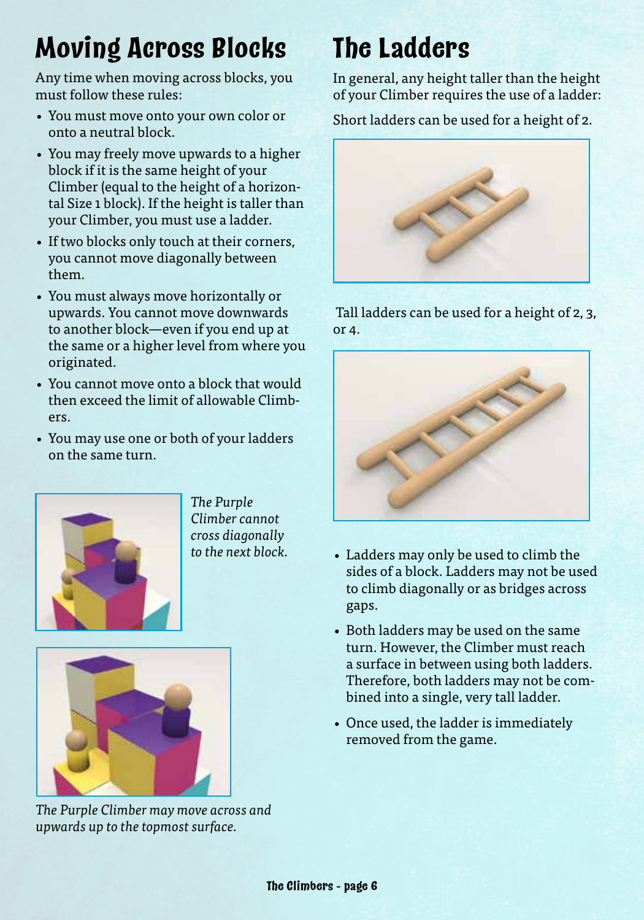# Moving Across Blocks

Any time when moving across blocks, you must follow these rules:

- You must move onto your own color or onto a neutral block.
- You may freely move upwards to a higher block if it is the same height of your Climber (equal to the height of a horizontal Size 1 block). If the height is taller than your Climber, you must use a ladder.
- If two blocks only touch at their corners, you cannot move diagonally between them.
- You must always move horizontally or upwards. You cannot move downwards to another block—even if you end up at the same or a higher level from where you originated.
- You cannot move onto a block that would then exceed the limit of allowable Climbers.
- You may use one or both of your ladders on the same turn.

*The Purple Climber cannot cross diagonally to the next block.*

*The Purple Climber may move across and upwards up to the topmost surface.*

# The Ladders

In general, any height taller than the height of your Climber requires the use of a ladder:

Short ladders can be used for a height of 2.

Tall ladders can be used for a height of 2, 3, or 4.

- Ladders may only be used to climb the sides of a block. Ladders may not be used to climb diagonally or as bridges across gaps.
- Both ladders may be used on the same turn. However, the Climber must reach a surface in between using both ladders. Therefore, both ladders may not be combined into a single, very tall ladder.
- Once used, the ladder is immediately removed from the game.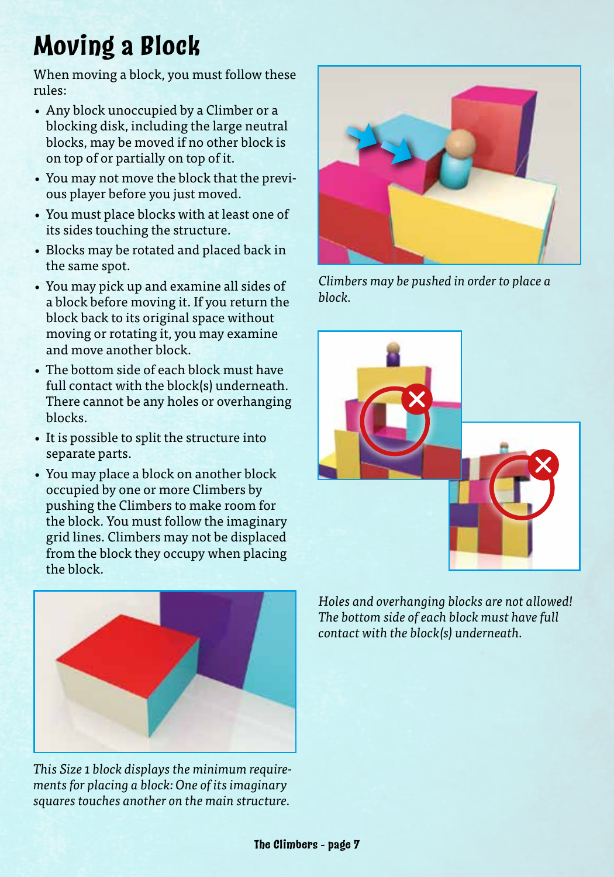# Moving a Block

When moving a block, you must follow these rules:

- Any block unoccupied by a Climber or a blocking disk, including the large neutral blocks, may be moved if no other block is on top of or partially on top of it.
- You may not move the block that the previous player before you just moved.
- You must place blocks with at least one of its sides touching the structure.
- Blocks may be rotated and placed back in the same spot.
- You may pick up and examine all sides of a block before moving it. If you return the block back to its original space without moving or rotating it, you may examine and move another block.
- The bottom side of each block must have full contact with the block(s) underneath. There cannot be any holes or overhanging blocks.
- It is possible to split the structure into separate parts.
- You may place a block on another block occupied by one or more Climbers by pushing the Climbers to make room for the block. You must follow the imaginary grid lines. Climbers may not be displaced from the block they occupy when placing the block.

*Climbers may be pushed in order to place a block.*

*Holes and overhanging blocks are not allowed! The bottom side of each block must have full contact with the block(s) underneath.*

*This Size 1 block displays the minimum requirements for placing a block: One of its imaginary squares touches another on the main structure.*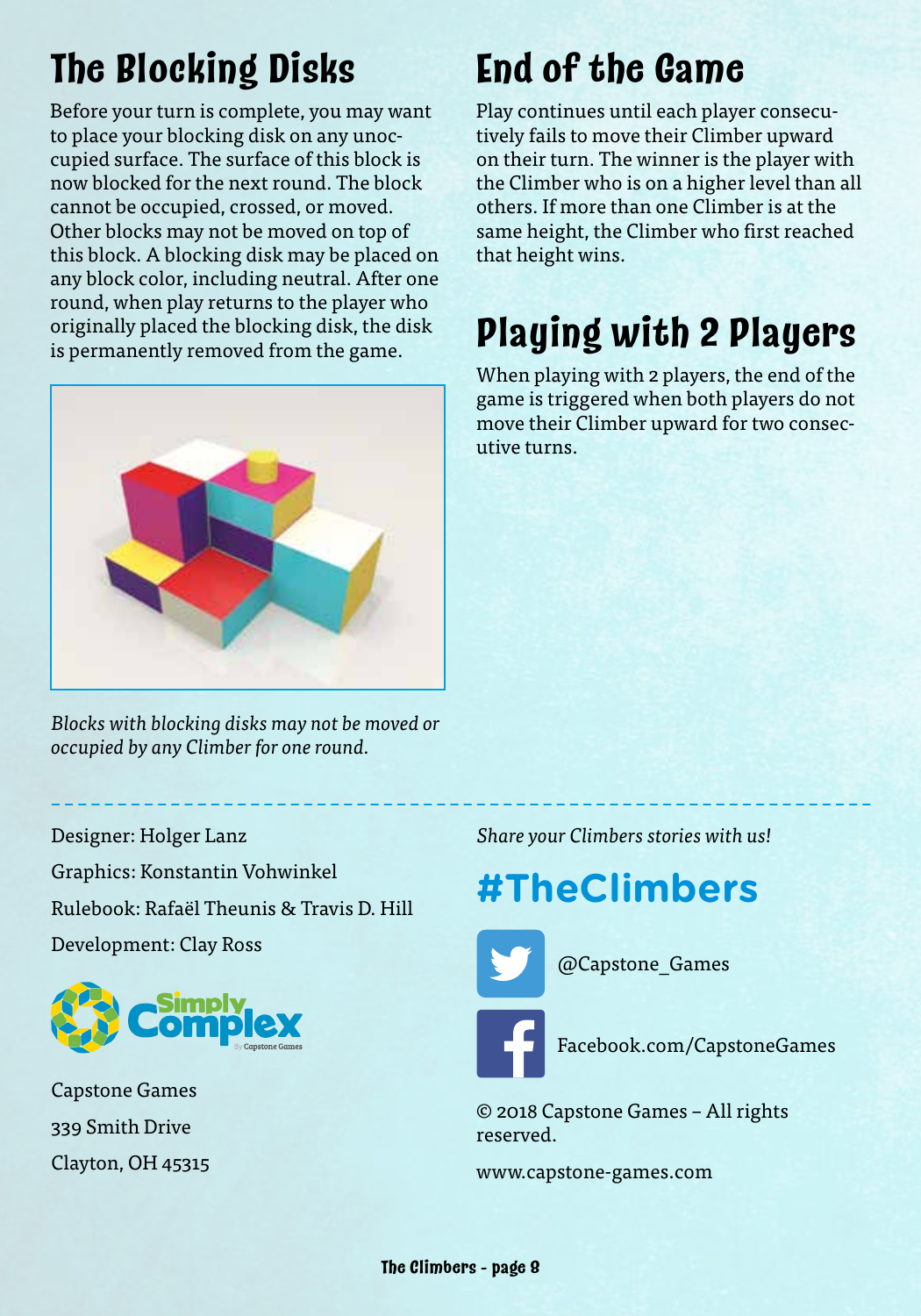## The Blocking Disks

Before your turn is complete, you may want to place your blocking disk on any unoccupied surface. The surface of this block is now blocked for the next round. The block cannot be occupied, crossed, or moved. Other blocks may not be moved on top of this block. A blocking disk may be placed on any block color, including neutral. After one round, when play returns to the player who originally placed the blocking disk, the disk is permanently removed from the game.

*Blocks with blocking disks may not be moved or occupied by any Climber for one round.*

## End of the Game

Play continues until each player consecutively fails to move their Climber upward on their turn. The winner is the player with the Climber who is on a higher level than all others. If more than one Climber is at the same height, the Climber who first reached that height wins.

## Playing with 2 Players

When playing with 2 players, the end of the game is triggered when both players do not move their Climber upward for two consecutive turns.

---

Designer: Holger Lanz

Graphics: Konstantin Vohwinkel

Rulebook: Rafaël Theunis & Travis D. Hill

Development: Clay Ross

Simply Complex By Capstone Games

Capstone Games
339 Smith Drive
Clayton, OH 45315

*Share your Climbers stories with us!*

**#TheClimbers**

@Capstone_Games

Facebook.com/CapstoneGames

© 2018 Capstone Games – All rights reserved.

www.capstone-games.com